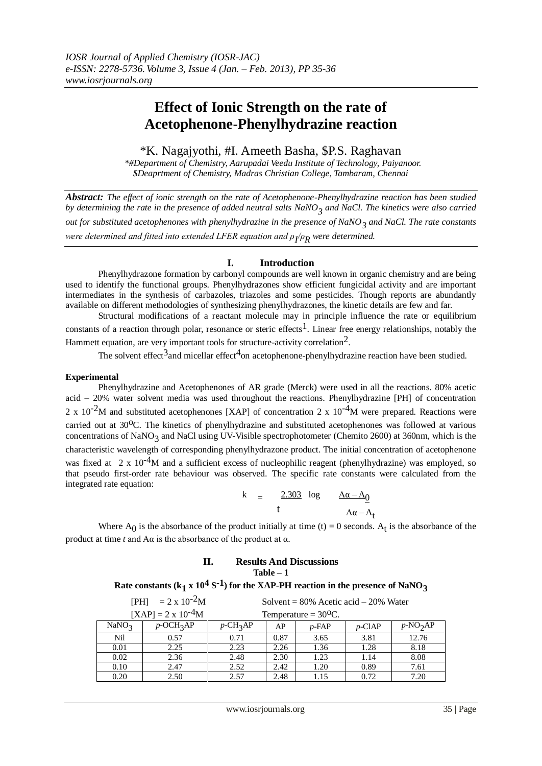# Effect of Ionic Strength on the rate of Acetophenone-Phenylhydrazine reaction

*K. Nagajyothi, #I. Ameeth Basha, $P.S. Raghavan

*\*#Department of Chemistry, Aarupadai Veedu Institute of Technology, Paiyanoor.*
*$Deaprtment of Chemistry, Madras Christian College, Tambaram, Chennai*

***Abstract:*** *The effect of ionic strength on the rate of Acetophenone-Phenylhydrazine reaction has been studied by determining the rate in the presence of added neutral salts $NaNO_3$ and NaCl. The kinetics were also carried out for substituted acetophenones with phenylhydrazine in the presence of $NaNO_3$ and NaCl. The rate constants were determined and fitted into extended LFER equation and $\rho_I/\rho_R$ were determined.*

## I. Introduction

Phenylhydrazone formation by carbonyl compounds are well known in organic chemistry and are being used to identify the functional groups. Phenylhydrazones show efficient fungicidal activity and are important intermediates in the synthesis of carbazoles, triazoles and some pesticides. Though reports are abundantly available on different methodologies of synthesizing phenylhydrazones, the kinetic details are few and far.

Structural modifications of a reactant molecule may in principle influence the rate or equilibrium constants of a reaction through polar, resonance or steric effects[1]. Linear free energy relationships, notably the Hammett equation, are very important tools for structure-activity correlation[2].

The solvent effect[3] and micellar effect[4] on acetophenone-phenylhydrazine reaction have been studied.

### Experimental

Phenylhydrazine and Acetophenones of AR grade (Merck) were used in all the reactions. 80% acetic acid – 20% water solvent media was used throughout the reactions. Phenylhydrazine [PH] of concentration $2 \times 10^{-2}$M and substituted acetophenones [XAP] of concentration $2 \times 10^{-4}$M were prepared. Reactions were carried out at 30°C. The kinetics of phenylhydrazine and substituted acetophenones was followed at various concentrations of $NaNO_3$ and NaCl using UV-Visible spectrophotometer (Chemito 2600) at 360nm, which is the characteristic wavelength of corresponding phenylhydrazone product. The initial concentration of acetophenone was fixed at $2 \times 10^{-4}$M and a sufficient excess of nucleophilic reagent (phenylhydrazine) was employed, so that pseudo first-order rate behaviour was observed. The specific rate constants were calculated from the integrated rate equation:

$$k = \frac{2.303}{t} \log \frac{A\alpha - A_0}{A\alpha - A_t}$$

Where $A_0$ is the absorbance of the product initially at time (t) = 0 seconds. $A_t$ is the absorbance of the product at time *t* and Aα is the absorbance of the product at α.

## II. Results And Discussions

**Table – 1**

**Rate constants ($k_1 \times 10^4$ $S^{-1}$) for the XAP-PH reaction in the presence of $NaNO_3$**

[PH] = $2 \times 10^{-2}$M  Solvent = 80% Acetic acid – 20% Water
[XAP] = $2 \times 10^{-4}$M  Temperature = 30°C.

| $NaNO_3$ | *p*-$OCH_3$AP | *p*-$CH_3$AP | AP | *p*-FAP | *p*-ClAP | *p*-$NO_2$AP |
|---|---|---|---|---|---|---|
| Nil | 0.57 | 0.71 | 0.87 | 3.65 | 3.81 | 12.76 |
| 0.01 | 2.25 | 2.23 | 2.26 | 1.36 | 1.28 | 8.18 |
| 0.02 | 2.36 | 2.48 | 2.30 | 1.23 | 1.14 | 8.08 |
| 0.10 | 2.47 | 2.52 | 2.42 | 1.20 | 0.89 | 7.61 |
| 0.20 | 2.50 | 2.57 | 2.48 | 1.15 | 0.72 | 7.20 |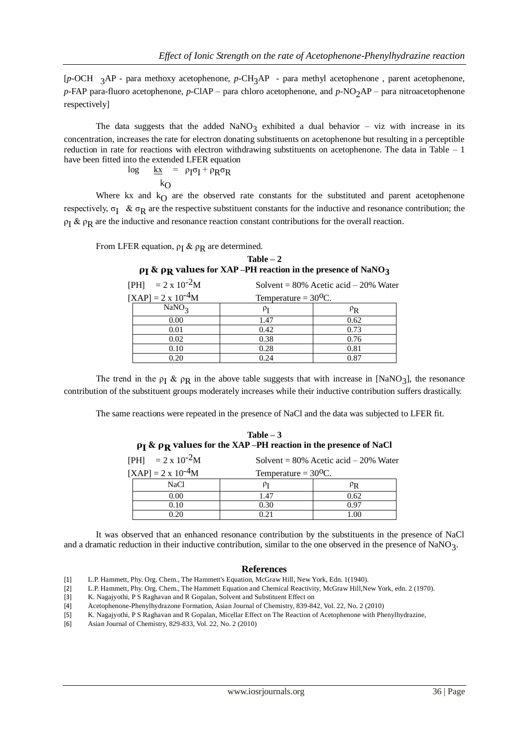[*p*-OCH $_3$AP - para methoxy acetophenone, *p*-$CH_3$AP - para methyl acetophenone , parent acetophenone, *p*-FAP para-fluoro acetophenone, *p*-ClAP – para chloro acetophenone, and *p*-$NO_2$AP – para nitroacetophenone respectively]

The data suggests that the added $NaNO_3$ exhibited a dual behavior – viz with increase in its concentration, increases the rate for electron donating substituents on acetophenone but resulting in a perceptible reduction in rate for reactions with electron withdrawing substituents on acetophenone. The data in Table – 1 have been fitted into the extended LFER equation

$$\log \frac{kx}{k_O} = \rho_I\sigma_I + \rho_R\sigma_R$$

Where kx and $k_O$ are the observed rate constants for the substituted and parent acetophenone respectively, $\sigma_I$ & $\sigma_R$ are the respective substituent constants for the inductive and resonance contribution; the $\rho_I$ & $\rho_R$ are the inductive and resonance reaction constant contributions for the overall reaction.

From LFER equation, $\rho_I$ & $\rho_R$ are determined.

**Table – 2**

**$\rho_I$ & $\rho_R$ values for XAP –PH reaction in the presence of $NaNO_3$**

[PH] $= 2 \times 10^{-2}$M Solvent = 80% Acetic acid – 20% Water

[XAP] $= 2 \times 10^{-4}$M Temperature = $30^oC$.

| $NaNO_3$ | $\rho_I$ | $\rho_R$ |
|---|---|---|
| 0.00 | 1.47 | 0.62 |
| 0.01 | 0.42 | 0.73 |
| 0.02 | 0.38 | 0.76 |
| 0.10 | 0.28 | 0.81 |
| 0.20 | 0.24 | 0.87 |

The trend in the $\rho_I$ & $\rho_R$ in the above table suggests that with increase in [$NaNO_3$], the resonance contribution of the substituent groups moderately increases while their inductive contribution suffers drastically.

The same reactions were repeated in the presence of NaCl and the data was subjected to LFER fit.

**Table – 3**

**$\rho_I$ & $\rho_R$ values for the XAP –PH reaction in the presence of NaCl**

[PH] $= 2 \times 10^{-2}$M Solvent = 80% Acetic acid – 20% Water

[XAP] $= 2 \times 10^{-4}$M Temperature = $30^oC$.

| NaCl | $\rho_I$ | $\rho_R$ |
|---|---|---|
| 0.00 | 1.47 | 0.62 |
| 0.10 | 0.30 | 0.97 |
| 0.20 | 0.21 | 1.00 |

It was observed that an enhanced resonance contribution by the substituents in the presence of NaCl and a dramatic reduction in their inductive contribution, similar to the one observed in the presence of $NaNO_3$.

## References

[1] L.P. Hammett, Phy. Org. Chem., The Hammett's Equation, McGraw Hill, New York, Edn. 1(1940).

[2] L.P. Hammett, Phy. Org. Chem., The Hammett Equation and Chemical Reactivity, McGraw Hill,New York, edn. 2 (1970).

[3] K. Nagajyothi, P S Raghavan and R Gopalan, Solvent and Substituent Effect on

[4] Acetophenone-Phenylhydrazone Formation, Asian Journal of Chemistry, 839-842, Vol. 22, No. 2 (2010)

[5] K. Nagajyothi, P S Raghavan and R Gopalan, Micellar Effect on The Reaction of Acetophenone with Phenylhydrazine,

[6] Asian Journal of Chemistry, 829-833, Vol. 22, No. 2 (2010)